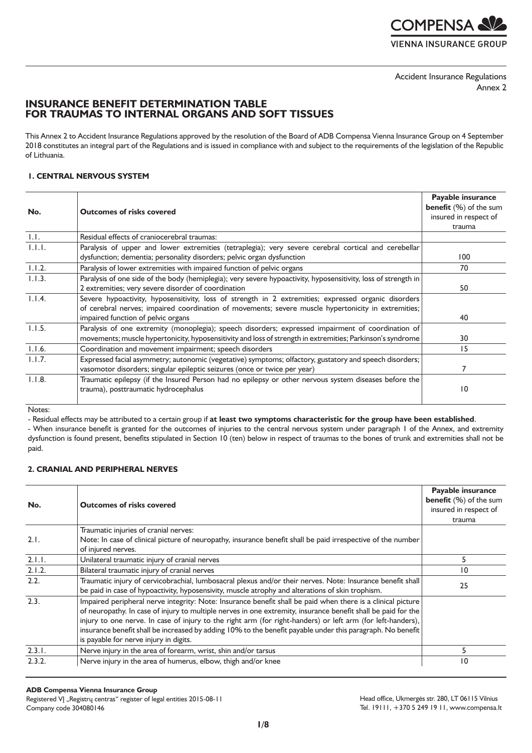Accident Insurance Regulations
Annex 2

# INSURANCE BENEFIT DETERMINATION TABLE FOR TRAUMAS TO INTERNAL ORGANS AND SOFT TISSUES

This Annex 2 to Accident Insurance Regulations approved by the resolution of the Board of ADB Compensa Vienna Insurance Group on 4 September 2018 constitutes an integral part of the Regulations and is issued in compliance with and subject to the requirements of the legislation of the Republic of Lithuania.

## 1. CENTRAL NERVOUS SYSTEM

| No. | Outcomes of risks covered | **Payable insurance benefit** (%) of the sum insured in respect of trauma |
|---|---|---|
| 1.1. | Residual effects of craniocerebral traumas: | |
| 1.1.1. | Paralysis of upper and lower extremities (tetraplegia); very severe cerebral cortical and cerebellar dysfunction; dementia; personality disorders; pelvic organ dysfunction | 100 |
| 1.1.2. | Paralysis of lower extremities with impaired function of pelvic organs | 70 |
| 1.1.3. | Paralysis of one side of the body (hemiplegia); very severe hypoactivity, hyposensitivity, loss of strength in 2 extremities; very severe disorder of coordination | 50 |
| 1.1.4. | Severe hypoactivity, hyposensitivity, loss of strength in 2 extremities; expressed organic disorders of cerebral nerves; impaired coordination of movements; severe muscle hypertonicity in extremities; impaired function of pelvic organs | 40 |
| 1.1.5. | Paralysis of one extremity (monoplegia); speech disorders; expressed impairment of coordination of movements; muscle hypertonicity, hyposensitivity and loss of strength in extremities; Parkinson's syndrome | 30 |
| 1.1.6. | Coordination and movement impairment; speech disorders | 15 |
| 1.1.7. | Expressed facial asymmetry; autonomic (vegetative) symptoms; olfactory, gustatory and speech disorders; vasomotor disorders; singular epileptic seizures (once or twice per year) | 7 |
| 1.1.8. | Traumatic epilepsy (if the Insured Person had no epilepsy or other nervous system diseases before the trauma), posttraumatic hydrocephalus | 10 |

Notes:

- Residual effects may be attributed to a certain group if **at least two symptoms characteristic for the group have been established**.
- When insurance benefit is granted for the outcomes of injuries to the central nervous system under paragraph 1 of the Annex, and extremity dysfunction is found present, benefits stipulated in Section 10 (ten) below in respect of traumas to the bones of trunk and extremities shall not be paid.

## 2. CRANIAL AND PERIPHERAL NERVES

| No. | Outcomes of risks covered | **Payable insurance benefit** (%) of the sum insured in respect of trauma |
|---|---|---|
| 2.1. | Traumatic injuries of cranial nerves: Note: In case of clinical picture of neuropathy, insurance benefit shall be paid irrespective of the number of injured nerves. | |
| 2.1.1. | Unilateral traumatic injury of cranial nerves | 5 |
| 2.1.2. | Bilateral traumatic injury of cranial nerves | 10 |
| 2.2. | Traumatic injury of cervicobrachial, lumbosacral plexus and/or their nerves. Note: Insurance benefit shall be paid in case of hypoactivity, hyposensitivity, muscle atrophy and alterations of skin trophism. | 25 |
| 2.3. | Impaired peripheral nerve integrity: Note: Insurance benefit shall be paid when there is a clinical picture of neuropathy. In case of injury to multiple nerves in one extremity, insurance benefit shall be paid for the injury to one nerve. In case of injury to the right arm (for right-handers) or left arm (for left-handers), insurance benefit shall be increased by adding 10% to the benefit payable under this paragraph. No benefit is payable for nerve injury in digits. | |
| 2.3.1. | Nerve injury in the area of forearm, wrist, shin and/or tarsus | 5 |
| 2.3.2. | Nerve injury in the area of humerus, elbow, thigh and/or knee | 10 |

**ADB Compensa Vienna Insurance Group**
Registered VĮ „Registrų centras" register of legal entities 2015-08-11
Company code 304080146

Head office, Ukmergės str. 280, LT 06115 Vilnius
Tel. 19111, +370 5 249 19 11, www.compensa.lt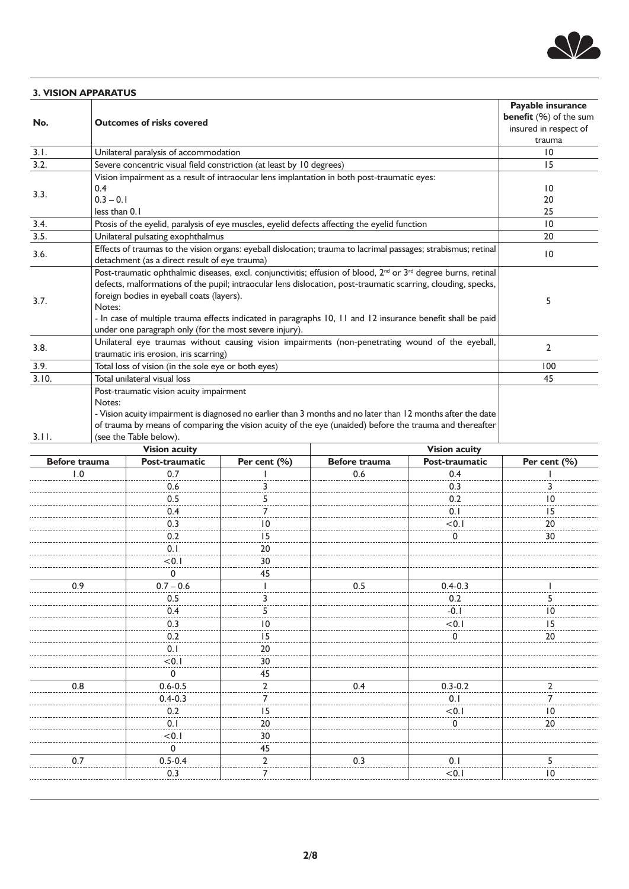### 3. VISION APPARATUS

| No. | Outcomes of risks covered | Payable insurance **benefit** (%) of the sum insured in respect of trauma |
|---|---|---|
| 3.1. | Unilateral paralysis of accommodation | 10 |
| 3.2. | Severe concentric visual field constriction (at least by 10 degrees) | 15 |
| 3.3. | Vision impairment as a result of intraocular lens implantation in both post-traumatic eyes:<br>0.4<br>0.3 – 0.1<br>less than 0.1 | <br>10<br>20<br>25 |
| 3.4. | Ptosis of the eyelid, paralysis of eye muscles, eyelid defects affecting the eyelid function | 10 |
| 3.5. | Unilateral pulsating exophthalmus | 20 |
| 3.6. | Effects of traumas to the vision organs: eyeball dislocation; trauma to lacrimal passages; strabismus; retinal detachment (as a direct result of eye trauma) | 10 |
| 3.7. | Post-traumatic ophthalmic diseases, excl. conjunctivitis; effusion of blood, 2nd or 3rd degree burns, retinal defects, malformations of the pupil; intraocular lens dislocation, post-traumatic scarring, clouding, specks, foreign bodies in eyeball coats (layers).<br>Notes:<br>- In case of multiple trauma effects indicated in paragraphs 10, 11 and 12 insurance benefit shall be paid under one paragraph only (for the most severe injury). | 5 |
| 3.8. | Unilateral eye traumas without causing vision impairments (non-penetrating wound of the eyeball, traumatic iris erosion, iris scarring) | 2 |
| 3.9. | Total loss of vision (in the sole eye or both eyes) | 100 |
| 3.10. | Total unilateral visual loss | 45 |
| 3.11. | Post-traumatic vision acuity impairment<br>Notes:<br>- Vision acuity impairment is diagnosed no earlier than 3 months and no later than 12 months after the date of trauma by means of comparing the vision acuity of the eye (unaided) before the trauma and thereafter (see the Table below). | |

| Vision acuity | | | Vision acuity | | |
|---|---|---|---|---|---|
| **Before trauma** | **Post-traumatic** | **Per cent (%)** | **Before trauma** | **Post-traumatic** | **Per cent (%)** |
| 1.0 | 0.7 | 1 | 0.6 | 0.4 | 1 |
| | 0.6 | 3 | | 0.3 | 3 |
| | 0.5 | 5 | | 0.2 | 10 |
| | 0.4 | 7 | | 0.1 | 15 |
| | 0.3 | 10 | | <0.1 | 20 |
| | 0.2 | 15 | | 0 | 30 |
| | 0.1 | 20 | | | |
| | <0.1 | 30 | | | |
| | 0 | 45 | | | |
| 0.9 | 0.7 – 0.6 | 1 | 0.5 | 0.4-0.3 | 1 |
| | 0.5 | 3 | | 0.2 | 5 |
| | 0.4 | 5 | | -0.1 | 10 |
| | 0.3 | 10 | | <0.1 | 15 |
| | 0.2 | 15 | | 0 | 20 |
| | 0.1 | 20 | | | |
| | <0.1 | 30 | | | |
| | 0 | 45 | | | |
| 0.8 | 0.6-0.5 | 2 | 0.4 | 0.3-0.2 | 2 |
| | 0.4-0.3 | 7 | | 0.1 | 7 |
| | 0.2 | 15 | | <0.1 | 10 |
| | 0.1 | 20 | | 0 | 20 |
| | <0.1 | 30 | | | |
| | 0 | 45 | | | |
| 0.7 | 0.5-0.4 | 2 | 0.3 | 0.1 | 5 |
| | 0.3 | 7 | | <0.1 | 10 |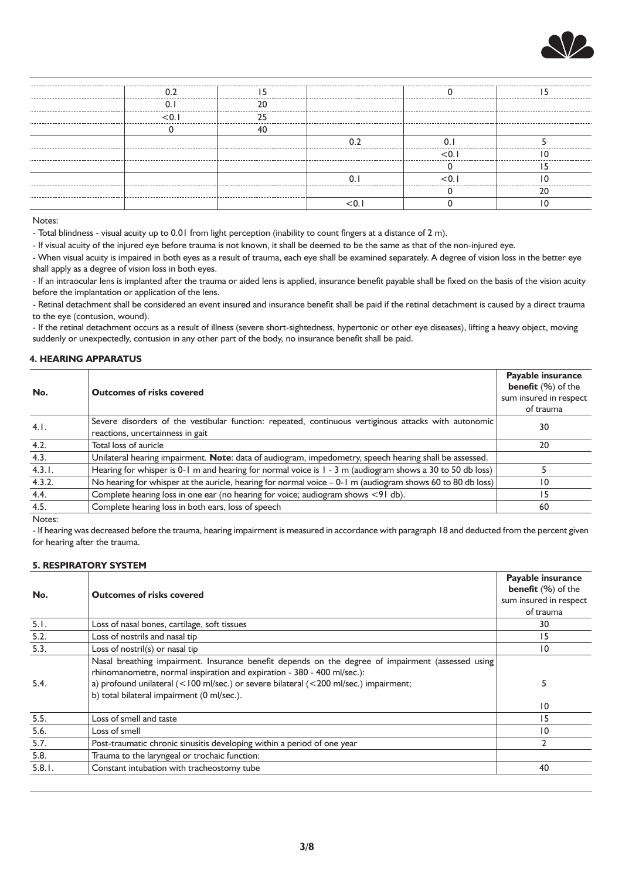| | | | | | |
|---|---|---|---|---|---|
| | 0.2 | 15 | | 0 | 15 |
| | 0.1 | 20 | | | |
| | <0.1 | 25 | | | |
| | 0 | 40 | | | |
| | | | 0.2 | 0.1 | 5 |
| | | | | <0.1 | 10 |
| | | | | 0 | 15 |
| | | | 0.1 | <0.1 | 10 |
| | | | | 0 | 20 |
| | | | <0.1 | 0 | 10 |

Notes:

- Total blindness - visual acuity up to 0.01 from light perception (inability to count fingers at a distance of 2 m).
- If visual acuity of the injured eye before trauma is not known, it shall be deemed to be the same as that of the non-injured eye.
- When visual acuity is impaired in both eyes as a result of trauma, each eye shall be examined separately. A degree of vision loss in the better eye shall apply as a degree of vision loss in both eyes.
- If an intraocular lens is implanted after the trauma or aided lens is applied, insurance benefit payable shall be fixed on the basis of the vision acuity before the implantation or application of the lens.
- Retinal detachment shall be considered an event insured and insurance benefit shall be paid if the retinal detachment is caused by a direct trauma to the eye (contusion, wound).
- If the retinal detachment occurs as a result of illness (severe short-sightedness, hypertonic or other eye diseases), lifting a heavy object, moving suddenly or unexpectedly, contusion in any other part of the body, no insurance benefit shall be paid.

#### 4. HEARING APPARATUS

| No. | Outcomes of risks covered | Payable insurance **benefit** (%) of the sum insured in respect of trauma |
|---|---|---|
| 4.1. | Severe disorders of the vestibular function: repeated, continuous vertiginous attacks with autonomic reactions, uncertainness in gait | 30 |
| 4.2. | Total loss of auricle | 20 |
| 4.3. | Unilateral hearing impairment. **Note**: data of audiogram, impedometry, speech hearing shall be assessed. | |
| 4.3.1. | Hearing for whisper is 0-1 m and hearing for normal voice is 1 - 3 m (audiogram shows a 30 to 50 db loss) | 5 |
| 4.3.2. | No hearing for whisper at the auricle, hearing for normal voice – 0-1 m (audiogram shows 60 to 80 db loss) | 10 |
| 4.4. | Complete hearing loss in one ear (no hearing for voice; audiogram shows <91 db). | 15 |
| 4.5. | Complete hearing loss in both ears, loss of speech | 60 |

Notes:

- If hearing was decreased before the trauma, hearing impairment is measured in accordance with paragraph 18 and deducted from the percent given for hearing after the trauma.

#### 5. RESPIRATORY SYSTEM

| No. | Outcomes of risks covered | Payable insurance **benefit** (%) of the sum insured in respect of trauma |
|---|---|---|
| 5.1. | Loss of nasal bones, cartilage, soft tissues | 30 |
| 5.2. | Loss of nostrils and nasal tip | 15 |
| 5.3. | Loss of nostril(s) or nasal tip | 10 |
| 5.4. | Nasal breathing impairment. Insurance benefit depends on the degree of impairment (assessed using rhinomanometre, normal inspiration and expiration - 380 - 400 ml/sec.):<br>a) profound unilateral (<100 ml/sec.) or severe bilateral (<200 ml/sec.) impairment;<br>b) total bilateral impairment (0 ml/sec.). | 5<br><br>10 |
| 5.5. | Loss of smell and taste | 15 |
| 5.6. | Loss of smell | 10 |
| 5.7. | Post-traumatic chronic sinusitis developing within a period of one year | 2 |
| 5.8. | Trauma to the laryngeal or trochaic function: | |
| 5.8.1. | Constant intubation with tracheostomy tube | 40 |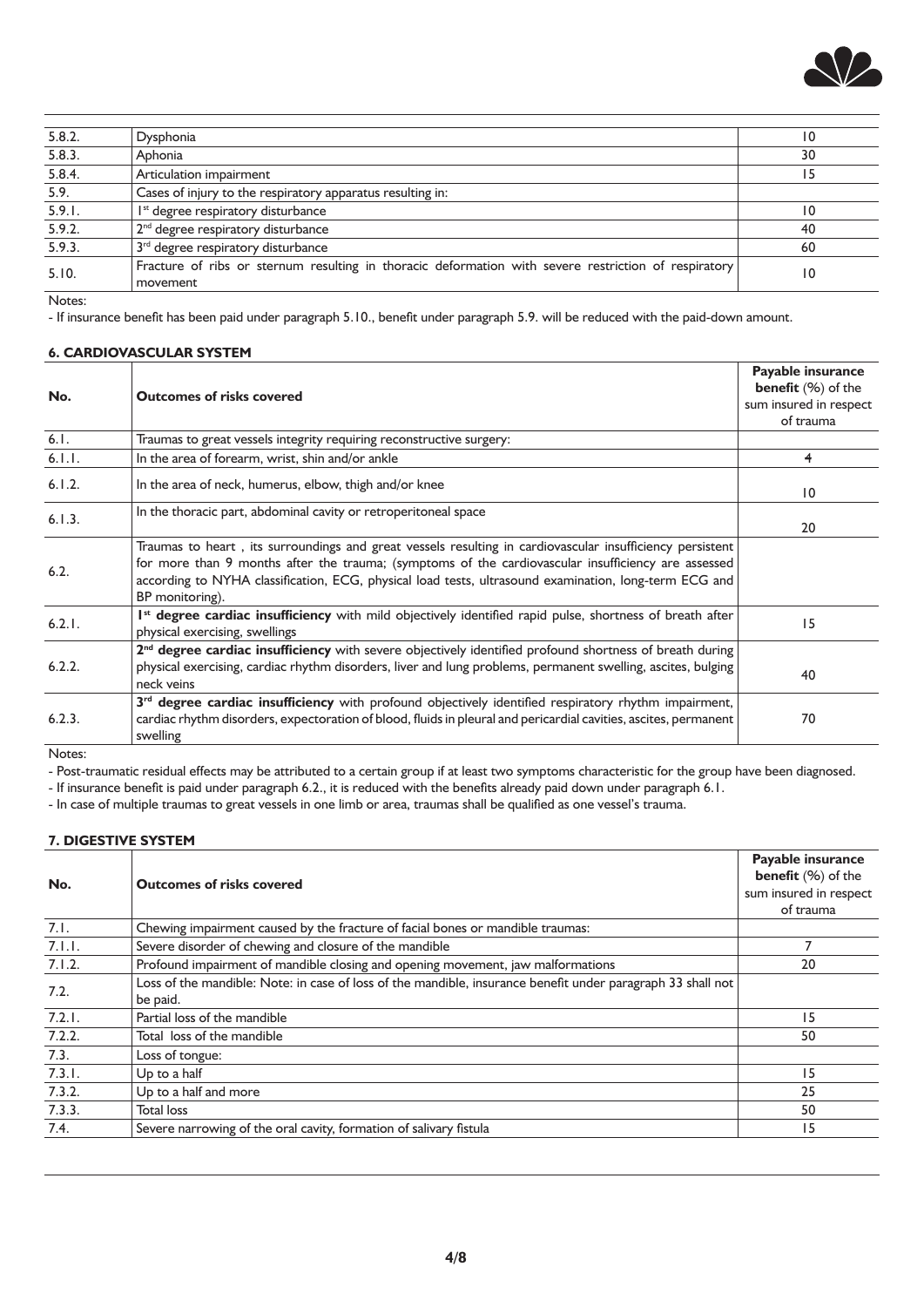| | | |
|---|---|---|
| 5.8.2. | Dysphonia | 10 |
| 5.8.3. | Aphonia | 30 |
| 5.8.4. | Articulation impairment | 15 |
| 5.9. | Cases of injury to the respiratory apparatus resulting in: | |
| 5.9.1. | 1st degree respiratory disturbance | 10 |
| 5.9.2. | 2nd degree respiratory disturbance | 40 |
| 5.9.3. | 3rd degree respiratory disturbance | 60 |
| 5.10. | Fracture of ribs or sternum resulting in thoracic deformation with severe restriction of respiratory movement | 10 |

Notes:

- If insurance benefit has been paid under paragraph 5.10., benefit under paragraph 5.9. will be reduced with the paid-down amount.

### 6. CARDIOVASCULAR SYSTEM

| No. | Outcomes of risks covered | Payable insurance benefit (%) of the sum insured in respect of trauma |
|---|---|---|
| 6.1. | Traumas to great vessels integrity requiring reconstructive surgery: | |
| 6.1.1. | In the area of forearm, wrist, shin and/or ankle | 4 |
| 6.1.2. | In the area of neck, humerus, elbow, thigh and/or knee | 10 |
| 6.1.3. | In the thoracic part, abdominal cavity or retroperitoneal space | 20 |
| 6.2. | Traumas to heart , its surroundings and great vessels resulting in cardiovascular insufficiency persistent for more than 9 months after the trauma; (symptoms of the cardiovascular insufficiency are assessed according to NYHA classification, ECG, physical load tests, ultrasound examination, long-term ECG and BP monitoring). | |
| 6.2.1. | **1st degree cardiac insufficiency** with mild objectively identified rapid pulse, shortness of breath after physical exercising, swellings | 15 |
| 6.2.2. | **2nd degree cardiac insufficiency** with severe objectively identified profound shortness of breath during physical exercising, cardiac rhythm disorders, liver and lung problems, permanent swelling, ascites, bulging neck veins | 40 |
| 6.2.3. | **3rd degree cardiac insufficiency** with profound objectively identified respiratory rhythm impairment, cardiac rhythm disorders, expectoration of blood, fluids in pleural and pericardial cavities, ascites, permanent swelling | 70 |

Notes:

- Post-traumatic residual effects may be attributed to a certain group if at least two symptoms characteristic for the group have been diagnosed.
- If insurance benefit is paid under paragraph 6.2., it is reduced with the benefits already paid down under paragraph 6.1.
- In case of multiple traumas to great vessels in one limb or area, traumas shall be qualified as one vessel's trauma.

### 7. DIGESTIVE SYSTEM

| No. | Outcomes of risks covered | Payable insurance benefit (%) of the sum insured in respect of trauma |
|---|---|---|
| 7.1. | Chewing impairment caused by the fracture of facial bones or mandible traumas: | |
| 7.1.1. | Severe disorder of chewing and closure of the mandible | 7 |
| 7.1.2. | Profound impairment of mandible closing and opening movement, jaw malformations | 20 |
| 7.2. | Loss of the mandible: Note: in case of loss of the mandible, insurance benefit under paragraph 33 shall not be paid. | |
| 7.2.1. | Partial loss of the mandible | 15 |
| 7.2.2. | Total loss of the mandible | 50 |
| 7.3. | Loss of tongue: | |
| 7.3.1. | Up to a half | 15 |
| 7.3.2. | Up to a half and more | 25 |
| 7.3.3. | Total loss | 50 |
| 7.4. | Severe narrowing of the oral cavity, formation of salivary fistula | 15 |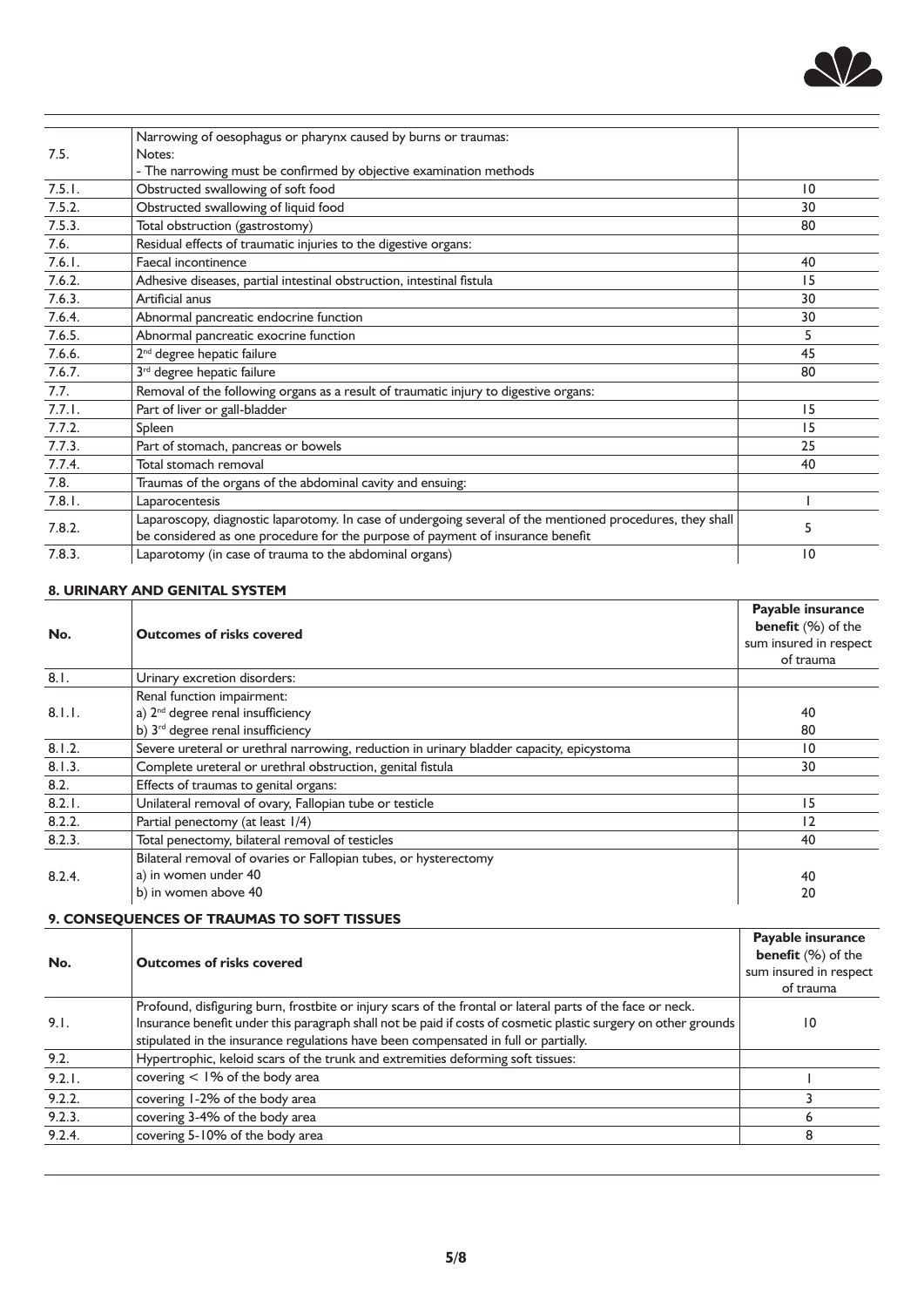| | | |
|---|---|---|
| 7.5. | Narrowing of oesophagus or pharynx caused by burns or traumas:<br>Notes:<br>- The narrowing must be confirmed by objective examination methods | |
| 7.5.1. | Obstructed swallowing of soft food | 10 |
| 7.5.2. | Obstructed swallowing of liquid food | 30 |
| 7.5.3. | Total obstruction (gastrostomy) | 80 |
| 7.6. | Residual effects of traumatic injuries to the digestive organs: | |
| 7.6.1. | Faecal incontinence | 40 |
| 7.6.2. | Adhesive diseases, partial intestinal obstruction, intestinal fistula | 15 |
| 7.6.3. | Artificial anus | 30 |
| 7.6.4. | Abnormal pancreatic endocrine function | 30 |
| 7.6.5. | Abnormal pancreatic exocrine function | 5 |
| 7.6.6. | 2nd degree hepatic failure | 45 |
| 7.6.7. | 3rd degree hepatic failure | 80 |
| 7.7. | Removal of the following organs as a result of traumatic injury to digestive organs: | |
| 7.7.1. | Part of liver or gall-bladder | 15 |
| 7.7.2. | Spleen | 15 |
| 7.7.3. | Part of stomach, pancreas or bowels | 25 |
| 7.7.4. | Total stomach removal | 40 |
| 7.8. | Traumas of the organs of the abdominal cavity and ensuing: | |
| 7.8.1. | Laparocentesis | 1 |
| 7.8.2. | Laparoscopy, diagnostic laparotomy. In case of undergoing several of the mentioned procedures, they shall be considered as one procedure for the purpose of payment of insurance benefit | 5 |
| 7.8.3. | Laparotomy (in case of trauma to the abdominal organs) | 10 |

**8. URINARY AND GENITAL SYSTEM**

| No. | Outcomes of risks covered | **Payable insurance benefit** (%) of the sum insured in respect of trauma |
|---|---|---|
| 8.1. | Urinary excretion disorders: | |
| 8.1.1. | Renal function impairment:<br>a) 2nd degree renal insufficiency<br>b) 3rd degree renal insufficiency | <br>40<br>80 |
| 8.1.2. | Severe ureteral or urethral narrowing, reduction in urinary bladder capacity, epicystoma | 10 |
| 8.1.3. | Complete ureteral or urethral obstruction, genital fistula | 30 |
| 8.2. | Effects of traumas to genital organs: | |
| 8.2.1. | Unilateral removal of ovary, Fallopian tube or testicle | 15 |
| 8.2.2. | Partial penectomy (at least 1/4) | 12 |
| 8.2.3. | Total penectomy, bilateral removal of testicles | 40 |
| 8.2.4. | Bilateral removal of ovaries or Fallopian tubes, or hysterectomy<br>a) in women under 40<br>b) in women above 40 | <br>40<br>20 |

**9. CONSEQUENCES OF TRAUMAS TO SOFT TISSUES**

| No. | Outcomes of risks covered | **Payable insurance benefit** (%) of the sum insured in respect of trauma |
|---|---|---|
| 9.1. | Profound, disfiguring burn, frostbite or injury scars of the frontal or lateral parts of the face or neck.<br>Insurance benefit under this paragraph shall not be paid if costs of cosmetic plastic surgery on other grounds stipulated in the insurance regulations have been compensated in full or partially. | 10 |
| 9.2. | Hypertrophic, keloid scars of the trunk and extremities deforming soft tissues: | |
| 9.2.1. | covering < 1% of the body area | 1 |
| 9.2.2. | covering 1-2% of the body area | 3 |
| 9.2.3. | covering 3-4% of the body area | 6 |
| 9.2.4. | covering 5-10% of the body area | 8 |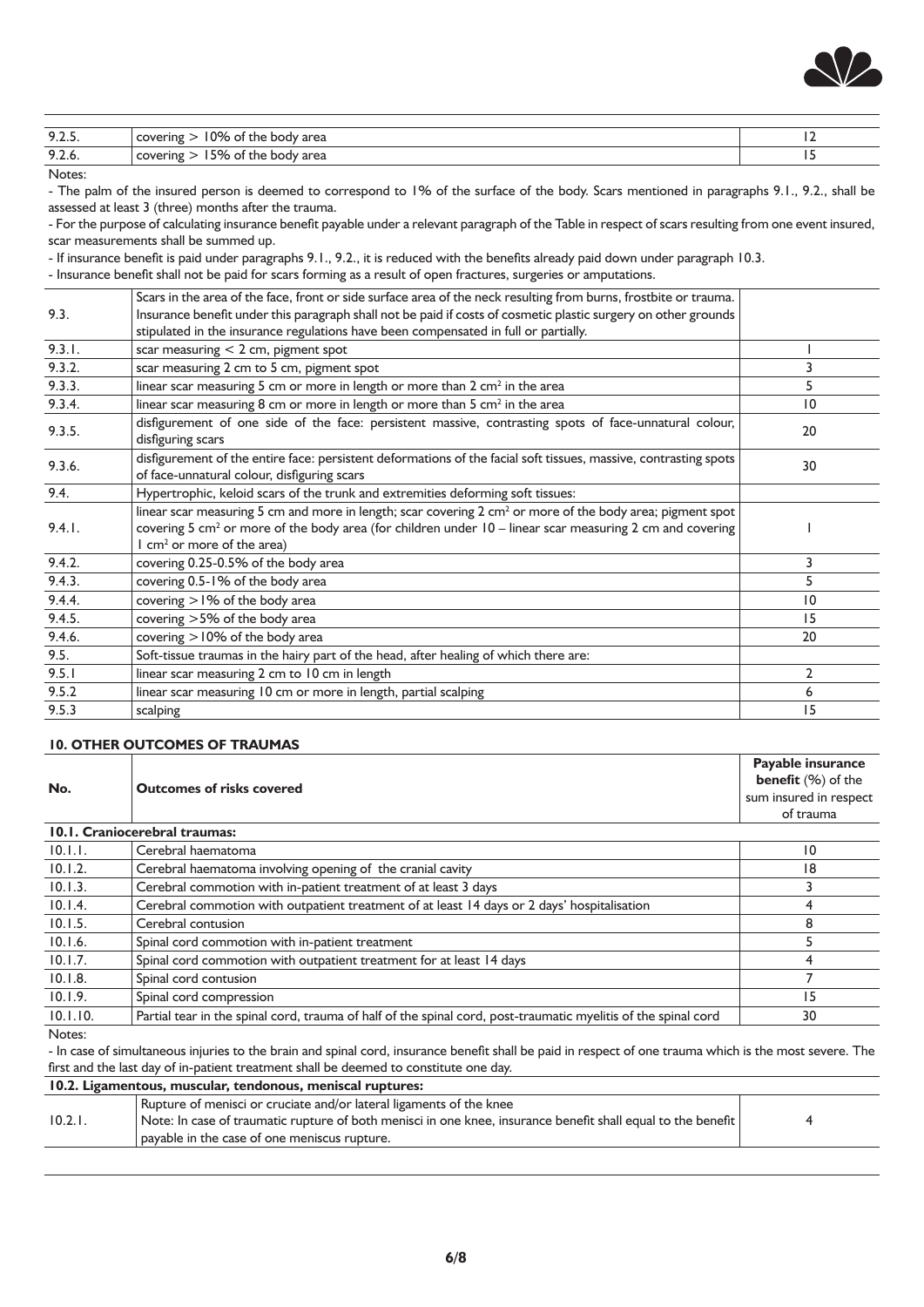| | | |
|---|---|---|
| 9.2.5. | covering > 10% of the body area | 12 |
| 9.2.6. | covering > 15% of the body area | 15 |

Notes:

- The palm of the insured person is deemed to correspond to 1% of the surface of the body. Scars mentioned in paragraphs 9.1., 9.2., shall be assessed at least 3 (three) months after the trauma.
- For the purpose of calculating insurance benefit payable under a relevant paragraph of the Table in respect of scars resulting from one event insured, scar measurements shall be summed up.
- If insurance benefit is paid under paragraphs 9.1., 9.2., it is reduced with the benefits already paid down under paragraph 10.3.
- Insurance benefit shall not be paid for scars forming as a result of open fractures, surgeries or amputations.

| | | |
|---|---|---|
| 9.3. | Scars in the area of the face, front or side surface area of the neck resulting from burns, frostbite or trauma. Insurance benefit under this paragraph shall not be paid if costs of cosmetic plastic surgery on other grounds stipulated in the insurance regulations have been compensated in full or partially. | |
| 9.3.1. | scar measuring < 2 cm, pigment spot | 1 |
| 9.3.2. | scar measuring 2 cm to 5 cm, pigment spot | 3 |
| 9.3.3. | linear scar measuring 5 cm or more in length or more than 2 $cm^2$ in the area | 5 |
| 9.3.4. | linear scar measuring 8 cm or more in length or more than 5 $cm^2$ in the area | 10 |
| 9.3.5. | disfigurement of one side of the face: persistent massive, contrasting spots of face-unnatural colour, disfiguring scars | 20 |
| 9.3.6. | disfigurement of the entire face: persistent deformations of the facial soft tissues, massive, contrasting spots of face-unnatural colour, disfiguring scars | 30 |
| 9.4. | Hypertrophic, keloid scars of the trunk and extremities deforming soft tissues: | |
| 9.4.1. | linear scar measuring 5 cm and more in length; scar covering 2 $cm^2$ or more of the body area; pigment spot covering 5 $cm^2$ or more of the body area (for children under 10 – linear scar measuring 2 cm and covering 1 $cm^2$ or more of the area) | 1 |
| 9.4.2. | covering 0.25-0.5% of the body area | 3 |
| 9.4.3. | covering 0.5-1% of the body area | 5 |
| 9.4.4. | covering >1% of the body area | 10 |
| 9.4.5. | covering >5% of the body area | 15 |
| 9.4.6. | covering >10% of the body area | 20 |
| 9.5. | Soft-tissue traumas in the hairy part of the head, after healing of which there are: | |
| 9.5.1 | linear scar measuring 2 cm to 10 cm in length | 2 |
| 9.5.2 | linear scar measuring 10 cm or more in length, partial scalping | 6 |
| 9.5.3 | scalping | 15 |

## 10. OTHER OUTCOMES OF TRAUMAS

| No. | Outcomes of risks covered | **Payable insurance benefit** (%) of the sum insured in respect of trauma |
|---|---|---|
| **10.1. Craniocerebral traumas:** | | |
| 10.1.1. | Cerebral haematoma | 10 |
| 10.1.2. | Cerebral haematoma involving opening of the cranial cavity | 18 |
| 10.1.3. | Cerebral commotion with in-patient treatment of at least 3 days | 3 |
| 10.1.4. | Cerebral commotion with outpatient treatment of at least 14 days or 2 days' hospitalisation | 4 |
| 10.1.5. | Cerebral contusion | 8 |
| 10.1.6. | Spinal cord commotion with in-patient treatment | 5 |
| 10.1.7. | Spinal cord commotion with outpatient treatment for at least 14 days | 4 |
| 10.1.8. | Spinal cord contusion | 7 |
| 10.1.9. | Spinal cord compression | 15 |
| 10.1.10. | Partial tear in the spinal cord, trauma of half of the spinal cord, post-traumatic myelitis of the spinal cord | 30 |

Notes:

- In case of simultaneous injuries to the brain and spinal cord, insurance benefit shall be paid in respect of one trauma which is the most severe. The first and the last day of in-patient treatment shall be deemed to constitute one day.

| | | |
|---|---|---|
| **10.2. Ligamentous, muscular, tendonous, meniscal ruptures:** | | |
| 10.2.1. | Rupture of menisci or cruciate and/or lateral ligaments of the knee<br>Note: In case of traumatic rupture of both menisci in one knee, insurance benefit shall equal to the benefit payable in the case of one meniscus rupture. | 4 |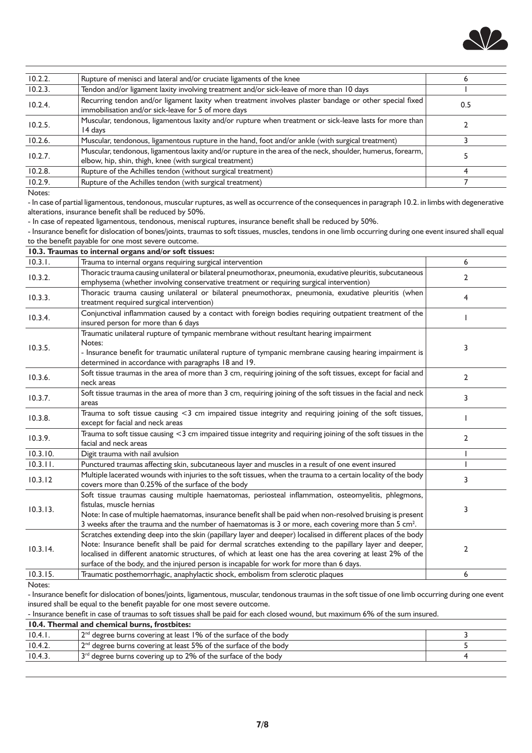| | | |
|---|---|---|
| 10.2.2. | Rupture of menisci and lateral and/or cruciate ligaments of the knee | 6 |
| 10.2.3. | Tendon and/or ligament laxity involving treatment and/or sick-leave of more than 10 days | 1 |
| 10.2.4. | Recurring tendon and/or ligament laxity when treatment involves plaster bandage or other special fixed immobilisation and/or sick-leave for 5 of more days | 0.5 |
| 10.2.5. | Muscular, tendonous, ligamentous laxity and/or rupture when treatment or sick-leave lasts for more than 14 days | 2 |
| 10.2.6. | Muscular, tendonous, ligamentous rupture in the hand, foot and/or ankle (with surgical treatment) | 3 |
| 10.2.7. | Muscular, tendonous, ligamentous laxity and/or rupture in the area of the neck, shoulder, humerus, forearm, elbow, hip, shin, thigh, knee (with surgical treatment) | 5 |
| 10.2.8. | Rupture of the Achilles tendon (without surgical treatment) | 4 |
| 10.2.9. | Rupture of the Achilles tendon (with surgical treatment) | 7 |

Notes:

- In case of partial ligamentous, tendonous, muscular ruptures, as well as occurrence of the consequences in paragraph 10.2. in limbs with degenerative alterations, insurance benefit shall be reduced by 50%.
- In case of repeated ligamentous, tendonous, meniscal ruptures, insurance benefit shall be reduced by 50%.
- Insurance benefit for dislocation of bones/joints, traumas to soft tissues, muscles, tendons in one limb occurring during one event insured shall equal to the benefit payable for one most severe outcome.

| **10.3. Traumas to internal organs and/or soft tissues:** | | |
|---|---|---|
| 10.3.1. | Trauma to internal organs requiring surgical intervention | 6 |
| 10.3.2. | Thoracic trauma causing unilateral or bilateral pneumothorax, pneumonia, exudative pleuritis, subcutaneous emphysema (whether involving conservative treatment or requiring surgical intervention) | 2 |
| 10.3.3. | Thoracic trauma causing unilateral or bilateral pneumothorax, pneumonia, exudative pleuritis (when treatment required surgical intervention) | 4 |
| 10.3.4. | Conjunctival inflammation caused by a contact with foreign bodies requiring outpatient treatment of the insured person for more than 6 days | 1 |
| 10.3.5. | Traumatic unilateral rupture of tympanic membrane without resultant hearing impairment<br>Notes:<br>- Insurance benefit for traumatic unilateral rupture of tympanic membrane causing hearing impairment is determined in accordance with paragraphs 18 and 19. | 3 |
| 10.3.6. | Soft tissue traumas in the area of more than 3 cm, requiring joining of the soft tissues, except for facial and neck areas | 2 |
| 10.3.7. | Soft tissue traumas in the area of more than 3 cm, requiring joining of the soft tissues in the facial and neck areas | 3 |
| 10.3.8. | Trauma to soft tissue causing <3 cm impaired tissue integrity and requiring joining of the soft tissues, except for facial and neck areas | 1 |
| 10.3.9. | Trauma to soft tissue causing <3 cm impaired tissue integrity and requiring joining of the soft tissues in the facial and neck areas | 2 |
| 10.3.10. | Digit trauma with nail avulsion | 1 |
| 10.3.11. | Punctured traumas affecting skin, subcutaneous layer and muscles in a result of one event insured | 1 |
| 10.3.12 | Multiple lacerated wounds with injuries to the soft tissues, when the trauma to a certain locality of the body covers more than 0.25% of the surface of the body | 3 |
| 10.3.13. | Soft tissue traumas causing multiple haematomas, periosteal inflammation, osteomyelitis, phlegmons, fistulas, muscle hernias<br>Note: In case of multiple haematomas, insurance benefit shall be paid when non-resolved bruising is present 3 weeks after the trauma and the number of haematomas is 3 or more, each covering more than 5 cm². | 3 |
| 10.3.14. | Scratches extending deep into the skin (papillary layer and deeper) localised in different places of the body<br>Note: Insurance benefit shall be paid for dermal scratches extending to the papillary layer and deeper, localised in different anatomic structures, of which at least one has the area covering at least 2% of the surface of the body, and the injured person is incapable for work for more than 6 days. | 2 |
| 10.3.15. | Traumatic posthemorrhagic, anaphylactic shock, embolism from sclerotic plaques | 6 |

Notes:

- Insurance benefit for dislocation of bones/joints, ligamentous, muscular, tendonous traumas in the soft tissue of one limb occurring during one event insured shall be equal to the benefit payable for one most severe outcome.
- Insurance benefit in case of traumas to soft tissues shall be paid for each closed wound, but maximum 6% of the sum insured.

| **10.4. Thermal and chemical burns, frostbites:** | | |
|---|---|---|
| 10.4.1. | 2nd degree burns covering at least 1% of the surface of the body | 3 |
| 10.4.2. | 2nd degree burns covering at least 5% of the surface of the body | 5 |
| 10.4.3. | 3rd degree burns covering up to 2% of the surface of the body | 4 |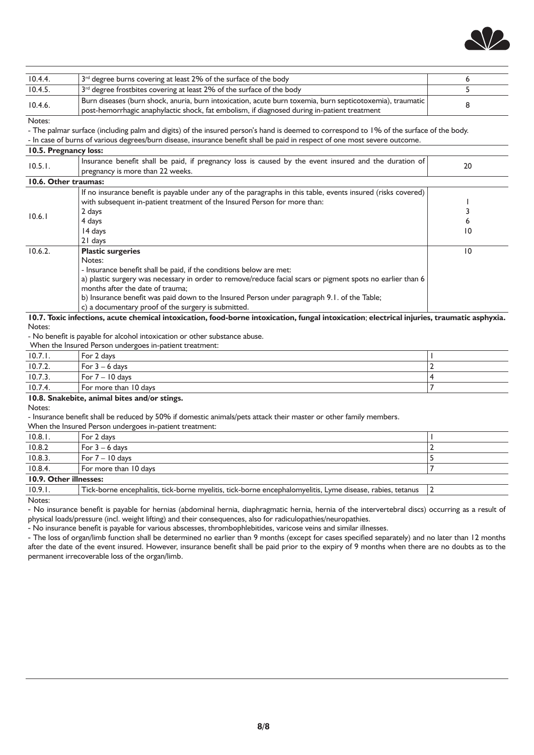| | | |
|---|---|---|
| 10.4.4. | 3rd degree burns covering at least 2% of the surface of the body | 6 |
| 10.4.5. | 3rd degree frostbites covering at least 2% of the surface of the body | 5 |
| 10.4.6. | Burn diseases (burn shock, anuria, burn intoxication, acute burn toxemia, burn septicotoxemia), traumatic post-hemorrhagic anaphylactic shock, fat embolism, if diagnosed during in-patient treatment | 8 |

Notes:

- The palmar surface (including palm and digits) of the insured person's hand is deemed to correspond to 1% of the surface of the body.
- In case of burns of various degrees/burn disease, insurance benefit shall be paid in respect of one most severe outcome.

**10.5. Pregnancy loss:**

| | | |
|---|---|---|
| 10.5.1. | Insurance benefit shall be paid, if pregnancy loss is caused by the event insured and the duration of pregnancy is more than 22 weeks. | 20 |

**10.6. Other traumas:**

| | | |
|---|---|---|
| 10.6.1 | If no insurance benefit is payable under any of the paragraphs in this table, events insured (risks covered) with subsequent in-patient treatment of the Insured Person for more than:<br>2 days<br>4 days<br>14 days<br>21 days | <br><br>1<br>3<br>6<br>10 |
| 10.6.2. | **Plastic surgeries**<br>Notes:<br>- Insurance benefit shall be paid, if the conditions below are met:<br>a) plastic surgery was necessary in order to remove/reduce facial scars or pigment spots no earlier than 6 months after the date of trauma;<br>b) Insurance benefit was paid down to the Insured Person under paragraph 9.1. of the Table;<br>c) a documentary proof of the surgery is submitted. | 10 |

**10.7. Toxic infections, acute chemical intoxication, food-borne intoxication, fungal intoxication; electrical injuries, traumatic asphyxia.**

Notes:

- No benefit is payable for alcohol intoxication or other substance abuse.

When the Insured Person undergoes in-patient treatment:

| | | |
|---|---|---|
| 10.7.1. | For 2 days | 1 |
| 10.7.2. | For 3 – 6 days | 2 |
| 10.7.3. | For 7 – 10 days | 4 |
| 10.7.4. | For more than 10 days | 7 |

**10.8. Snakebite, animal bites and/or stings.**

Notes:

- Insurance benefit shall be reduced by 50% if domestic animals/pets attack their master or other family members.

When the Insured Person undergoes in-patient treatment:

| | | |
|---|---|---|
| 10.8.1. | For 2 days | 1 |
| 10.8.2 | For 3 – 6 days | 2 |
| 10.8.3. | For 7 – 10 days | 5 |
| 10.8.4. | For more than 10 days | 7 |

**10.9. Other illnesses:**

| | | |
|---|---|---|
| 10.9.1. | Tick-borne encephalitis, tick-borne myelitis, tick-borne encephalomyelitis, Lyme disease, rabies, tetanus | 2 |

Notes:

- No insurance benefit is payable for hernias (abdominal hernia, diaphragmatic hernia, hernia of the intervertebral discs) occurring as a result of physical loads/pressure (incl. weight lifting) and their consequences, also for radiculopathies/neuropathies.
- No insurance benefit is payable for various abscesses, thrombophlebitides, varicose veins and similar illnesses.
- The loss of organ/limb function shall be determined no earlier than 9 months (except for cases specified separately) and no later than 12 months after the date of the event insured. However, insurance benefit shall be paid prior to the expiry of 9 months when there are no doubts as to the permanent irrecoverable loss of the organ/limb.